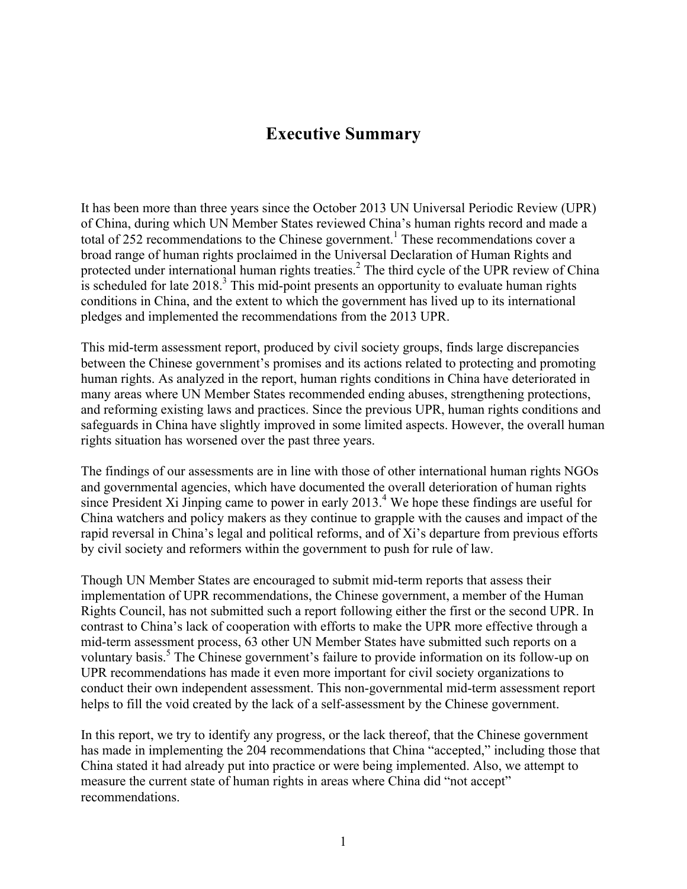# Executive Summary

It has been more than three years since the October 2013 UN Universal Periodic Review (UPR) of China, during which UN Member States reviewed China's human rights record and made a total of 252 recommendations to the Chinese government.[1] These recommendations cover a broad range of human rights proclaimed in the Universal Declaration of Human Rights and protected under international human rights treaties.[2] The third cycle of the UPR review of China is scheduled for late 2018.[3] This mid-point presents an opportunity to evaluate human rights conditions in China, and the extent to which the government has lived up to its international pledges and implemented the recommendations from the 2013 UPR.

This mid-term assessment report, produced by civil society groups, finds large discrepancies between the Chinese government's promises and its actions related to protecting and promoting human rights. As analyzed in the report, human rights conditions in China have deteriorated in many areas where UN Member States recommended ending abuses, strengthening protections, and reforming existing laws and practices. Since the previous UPR, human rights conditions and safeguards in China have slightly improved in some limited aspects. However, the overall human rights situation has worsened over the past three years.

The findings of our assessments are in line with those of other international human rights NGOs and governmental agencies, which have documented the overall deterioration of human rights since President Xi Jinping came to power in early 2013.[4] We hope these findings are useful for China watchers and policy makers as they continue to grapple with the causes and impact of the rapid reversal in China's legal and political reforms, and of Xi's departure from previous efforts by civil society and reformers within the government to push for rule of law.

Though UN Member States are encouraged to submit mid-term reports that assess their implementation of UPR recommendations, the Chinese government, a member of the Human Rights Council, has not submitted such a report following either the first or the second UPR. In contrast to China's lack of cooperation with efforts to make the UPR more effective through a mid-term assessment process, 63 other UN Member States have submitted such reports on a voluntary basis.[5] The Chinese government's failure to provide information on its follow-up on UPR recommendations has made it even more important for civil society organizations to conduct their own independent assessment. This non-governmental mid-term assessment report helps to fill the void created by the lack of a self-assessment by the Chinese government.

In this report, we try to identify any progress, or the lack thereof, that the Chinese government has made in implementing the 204 recommendations that China "accepted," including those that China stated it had already put into practice or were being implemented. Also, we attempt to measure the current state of human rights in areas where China did "not accept" recommendations.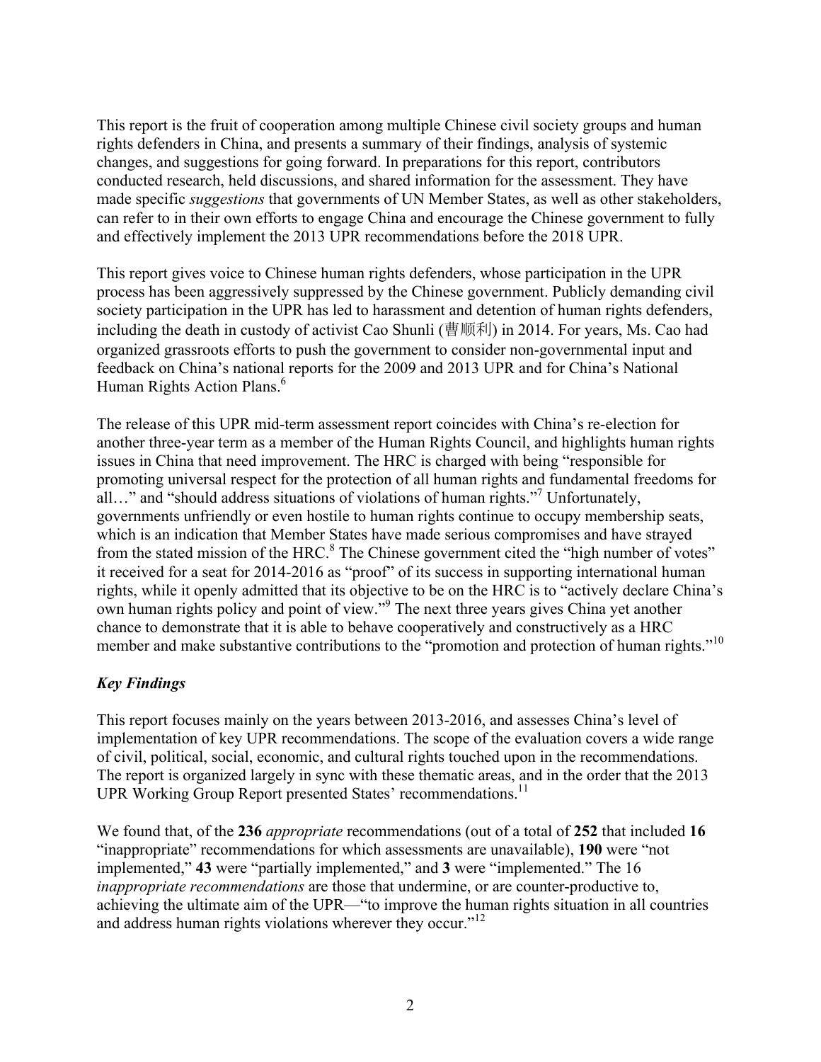This report is the fruit of cooperation among multiple Chinese civil society groups and human rights defenders in China, and presents a summary of their findings, analysis of systemic changes, and suggestions for going forward. In preparations for this report, contributors conducted research, held discussions, and shared information for the assessment. They have made specific *suggestions* that governments of UN Member States, as well as other stakeholders, can refer to in their own efforts to engage China and encourage the Chinese government to fully and effectively implement the 2013 UPR recommendations before the 2018 UPR.

This report gives voice to Chinese human rights defenders, whose participation in the UPR process has been aggressively suppressed by the Chinese government. Publicly demanding civil society participation in the UPR has led to harassment and detention of human rights defenders, including the death in custody of activist Cao Shunli (曹顺利) in 2014. For years, Ms. Cao had organized grassroots efforts to push the government to consider non-governmental input and feedback on China's national reports for the 2009 and 2013 UPR and for China's National Human Rights Action Plans.[6]

The release of this UPR mid-term assessment report coincides with China's re-election for another three-year term as a member of the Human Rights Council, and highlights human rights issues in China that need improvement. The HRC is charged with being "responsible for promoting universal respect for the protection of all human rights and fundamental freedoms for all…" and "should address situations of violations of human rights."[7] Unfortunately, governments unfriendly or even hostile to human rights continue to occupy membership seats, which is an indication that Member States have made serious compromises and have strayed from the stated mission of the HRC.[8] The Chinese government cited the "high number of votes" it received for a seat for 2014-2016 as "proof" of its success in supporting international human rights, while it openly admitted that its objective to be on the HRC is to "actively declare China's own human rights policy and point of view."[9] The next three years gives China yet another chance to demonstrate that it is able to behave cooperatively and constructively as a HRC member and make substantive contributions to the "promotion and protection of human rights."[10]

### *Key Findings*

This report focuses mainly on the years between 2013-2016, and assesses China's level of implementation of key UPR recommendations. The scope of the evaluation covers a wide range of civil, political, social, economic, and cultural rights touched upon in the recommendations. The report is organized largely in sync with these thematic areas, and in the order that the 2013 UPR Working Group Report presented States' recommendations.[11]

We found that, of the **236** *appropriate* recommendations (out of a total of **252** that included **16** "inappropriate" recommendations for which assessments are unavailable), **190** were "not implemented," **43** were "partially implemented," and **3** were "implemented." The 16 *inappropriate recommendations* are those that undermine, or are counter-productive to, achieving the ultimate aim of the UPR—"to improve the human rights situation in all countries and address human rights violations wherever they occur."[12]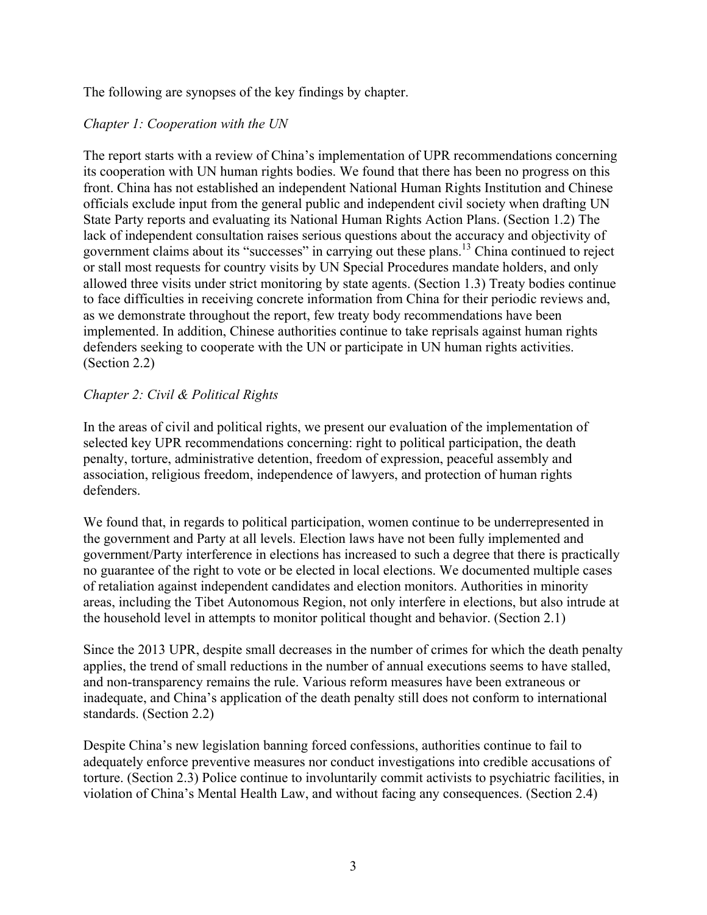The following are synopses of the key findings by chapter.

*Chapter 1: Cooperation with the UN*

The report starts with a review of China's implementation of UPR recommendations concerning its cooperation with UN human rights bodies. We found that there has been no progress on this front. China has not established an independent National Human Rights Institution and Chinese officials exclude input from the general public and independent civil society when drafting UN State Party reports and evaluating its National Human Rights Action Plans. (Section 1.2) The lack of independent consultation raises serious questions about the accuracy and objectivity of government claims about its "successes" in carrying out these plans.[13] China continued to reject or stall most requests for country visits by UN Special Procedures mandate holders, and only allowed three visits under strict monitoring by state agents. (Section 1.3) Treaty bodies continue to face difficulties in receiving concrete information from China for their periodic reviews and, as we demonstrate throughout the report, few treaty body recommendations have been implemented. In addition, Chinese authorities continue to take reprisals against human rights defenders seeking to cooperate with the UN or participate in UN human rights activities. (Section 2.2)

*Chapter 2: Civil & Political Rights*

In the areas of civil and political rights, we present our evaluation of the implementation of selected key UPR recommendations concerning: right to political participation, the death penalty, torture, administrative detention, freedom of expression, peaceful assembly and association, religious freedom, independence of lawyers, and protection of human rights defenders.

We found that, in regards to political participation, women continue to be underrepresented in the government and Party at all levels. Election laws have not been fully implemented and government/Party interference in elections has increased to such a degree that there is practically no guarantee of the right to vote or be elected in local elections. We documented multiple cases of retaliation against independent candidates and election monitors. Authorities in minority areas, including the Tibet Autonomous Region, not only interfere in elections, but also intrude at the household level in attempts to monitor political thought and behavior. (Section 2.1)

Since the 2013 UPR, despite small decreases in the number of crimes for which the death penalty applies, the trend of small reductions in the number of annual executions seems to have stalled, and non-transparency remains the rule. Various reform measures have been extraneous or inadequate, and China's application of the death penalty still does not conform to international standards. (Section 2.2)

Despite China's new legislation banning forced confessions, authorities continue to fail to adequately enforce preventive measures nor conduct investigations into credible accusations of torture. (Section 2.3) Police continue to involuntarily commit activists to psychiatric facilities, in violation of China's Mental Health Law, and without facing any consequences. (Section 2.4)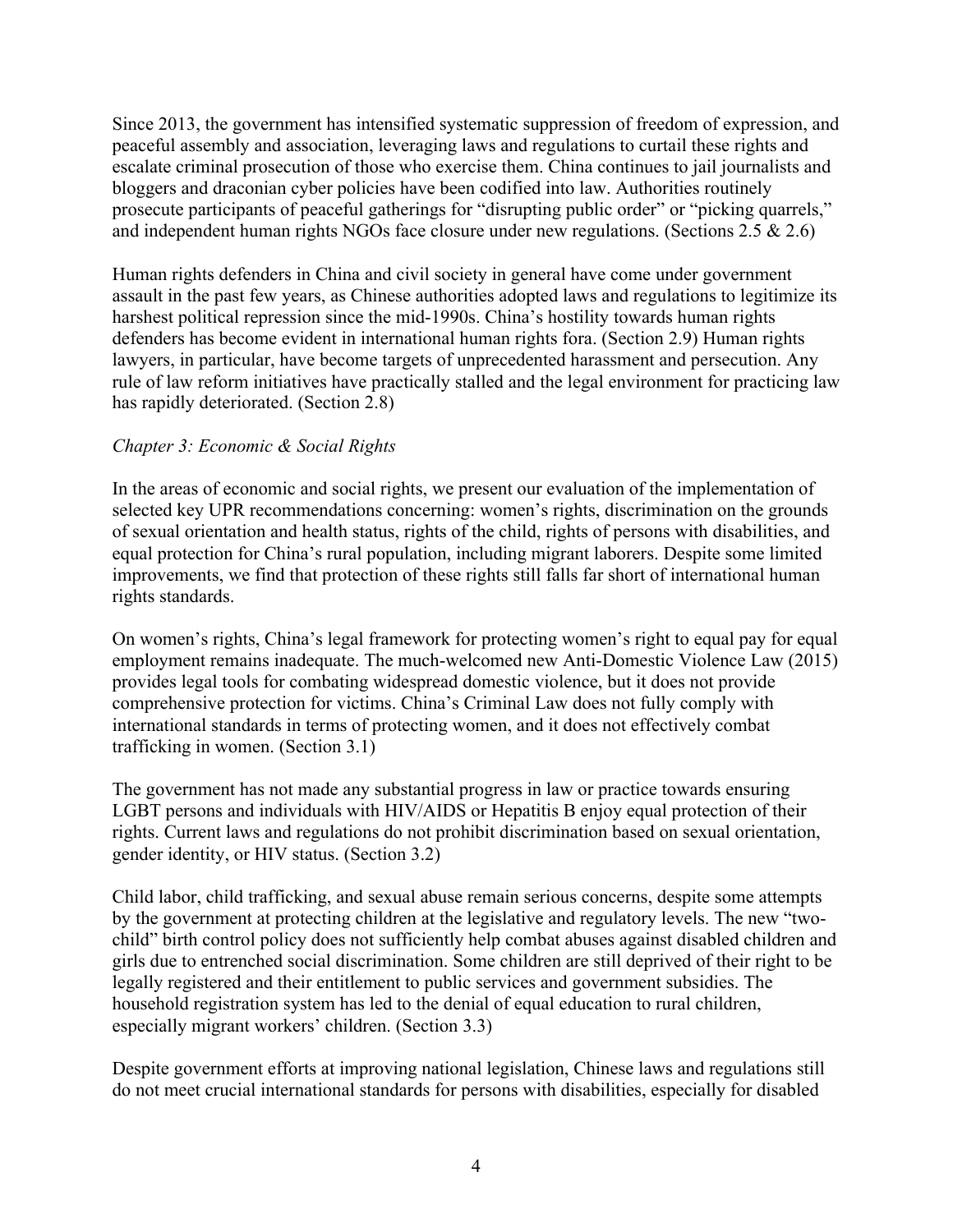Since 2013, the government has intensified systematic suppression of freedom of expression, and peaceful assembly and association, leveraging laws and regulations to curtail these rights and escalate criminal prosecution of those who exercise them. China continues to jail journalists and bloggers and draconian cyber policies have been codified into law. Authorities routinely prosecute participants of peaceful gatherings for "disrupting public order" or "picking quarrels," and independent human rights NGOs face closure under new regulations. (Sections 2.5 & 2.6)

Human rights defenders in China and civil society in general have come under government assault in the past few years, as Chinese authorities adopted laws and regulations to legitimize its harshest political repression since the mid-1990s. China's hostility towards human rights defenders has become evident in international human rights fora. (Section 2.9) Human rights lawyers, in particular, have become targets of unprecedented harassment and persecution. Any rule of law reform initiatives have practically stalled and the legal environment for practicing law has rapidly deteriorated. (Section 2.8)

*Chapter 3: Economic & Social Rights*

In the areas of economic and social rights, we present our evaluation of the implementation of selected key UPR recommendations concerning: women's rights, discrimination on the grounds of sexual orientation and health status, rights of the child, rights of persons with disabilities, and equal protection for China's rural population, including migrant laborers. Despite some limited improvements, we find that protection of these rights still falls far short of international human rights standards.

On women's rights, China's legal framework for protecting women's right to equal pay for equal employment remains inadequate. The much-welcomed new Anti-Domestic Violence Law (2015) provides legal tools for combating widespread domestic violence, but it does not provide comprehensive protection for victims. China's Criminal Law does not fully comply with international standards in terms of protecting women, and it does not effectively combat trafficking in women. (Section 3.1)

The government has not made any substantial progress in law or practice towards ensuring LGBT persons and individuals with HIV/AIDS or Hepatitis B enjoy equal protection of their rights. Current laws and regulations do not prohibit discrimination based on sexual orientation, gender identity, or HIV status. (Section 3.2)

Child labor, child trafficking, and sexual abuse remain serious concerns, despite some attempts by the government at protecting children at the legislative and regulatory levels. The new "two-child" birth control policy does not sufficiently help combat abuses against disabled children and girls due to entrenched social discrimination. Some children are still deprived of their right to be legally registered and their entitlement to public services and government subsidies. The household registration system has led to the denial of equal education to rural children, especially migrant workers' children. (Section 3.3)

Despite government efforts at improving national legislation, Chinese laws and regulations still do not meet crucial international standards for persons with disabilities, especially for disabled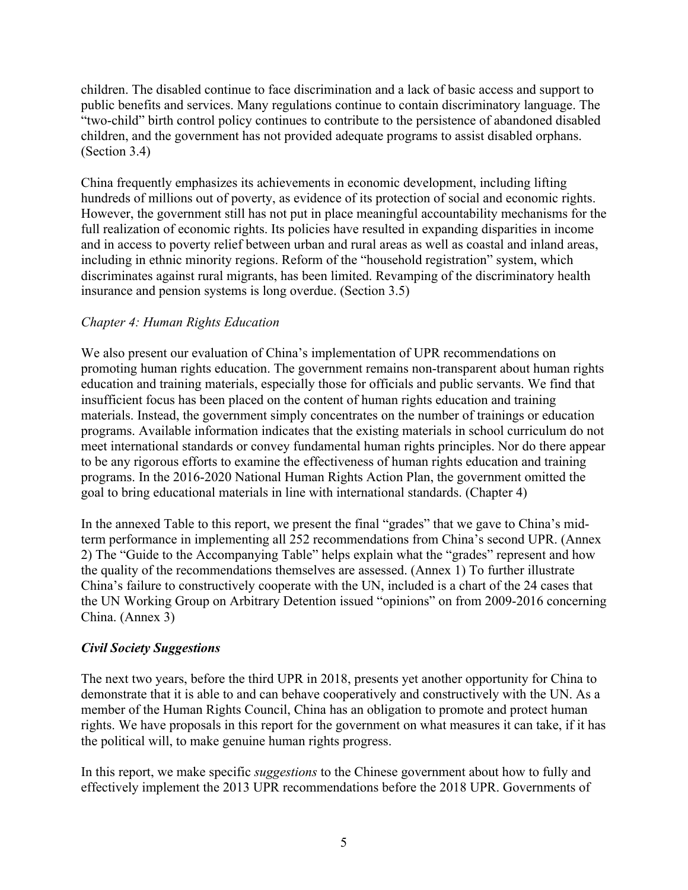children. The disabled continue to face discrimination and a lack of basic access and support to public benefits and services. Many regulations continue to contain discriminatory language. The "two-child" birth control policy continues to contribute to the persistence of abandoned disabled children, and the government has not provided adequate programs to assist disabled orphans. (Section 3.4)

China frequently emphasizes its achievements in economic development, including lifting hundreds of millions out of poverty, as evidence of its protection of social and economic rights. However, the government still has not put in place meaningful accountability mechanisms for the full realization of economic rights. Its policies have resulted in expanding disparities in income and in access to poverty relief between urban and rural areas as well as coastal and inland areas, including in ethnic minority regions. Reform of the "household registration" system, which discriminates against rural migrants, has been limited. Revamping of the discriminatory health insurance and pension systems is long overdue. (Section 3.5)

### *Chapter 4: Human Rights Education*

We also present our evaluation of China's implementation of UPR recommendations on promoting human rights education. The government remains non-transparent about human rights education and training materials, especially those for officials and public servants. We find that insufficient focus has been placed on the content of human rights education and training materials. Instead, the government simply concentrates on the number of trainings or education programs. Available information indicates that the existing materials in school curriculum do not meet international standards or convey fundamental human rights principles. Nor do there appear to be any rigorous efforts to examine the effectiveness of human rights education and training programs. In the 2016-2020 National Human Rights Action Plan, the government omitted the goal to bring educational materials in line with international standards. (Chapter 4)

In the annexed Table to this report, we present the final "grades" that we gave to China's mid-term performance in implementing all 252 recommendations from China's second UPR. (Annex 2) The "Guide to the Accompanying Table" helps explain what the "grades" represent and how the quality of the recommendations themselves are assessed. (Annex 1) To further illustrate China's failure to constructively cooperate with the UN, included is a chart of the 24 cases that the UN Working Group on Arbitrary Detention issued "opinions" on from 2009-2016 concerning China. (Annex 3)

### ***Civil Society Suggestions***

The next two years, before the third UPR in 2018, presents yet another opportunity for China to demonstrate that it is able to and can behave cooperatively and constructively with the UN. As a member of the Human Rights Council, China has an obligation to promote and protect human rights. We have proposals in this report for the government on what measures it can take, if it has the political will, to make genuine human rights progress.

In this report, we make specific *suggestions* to the Chinese government about how to fully and effectively implement the 2013 UPR recommendations before the 2018 UPR. Governments of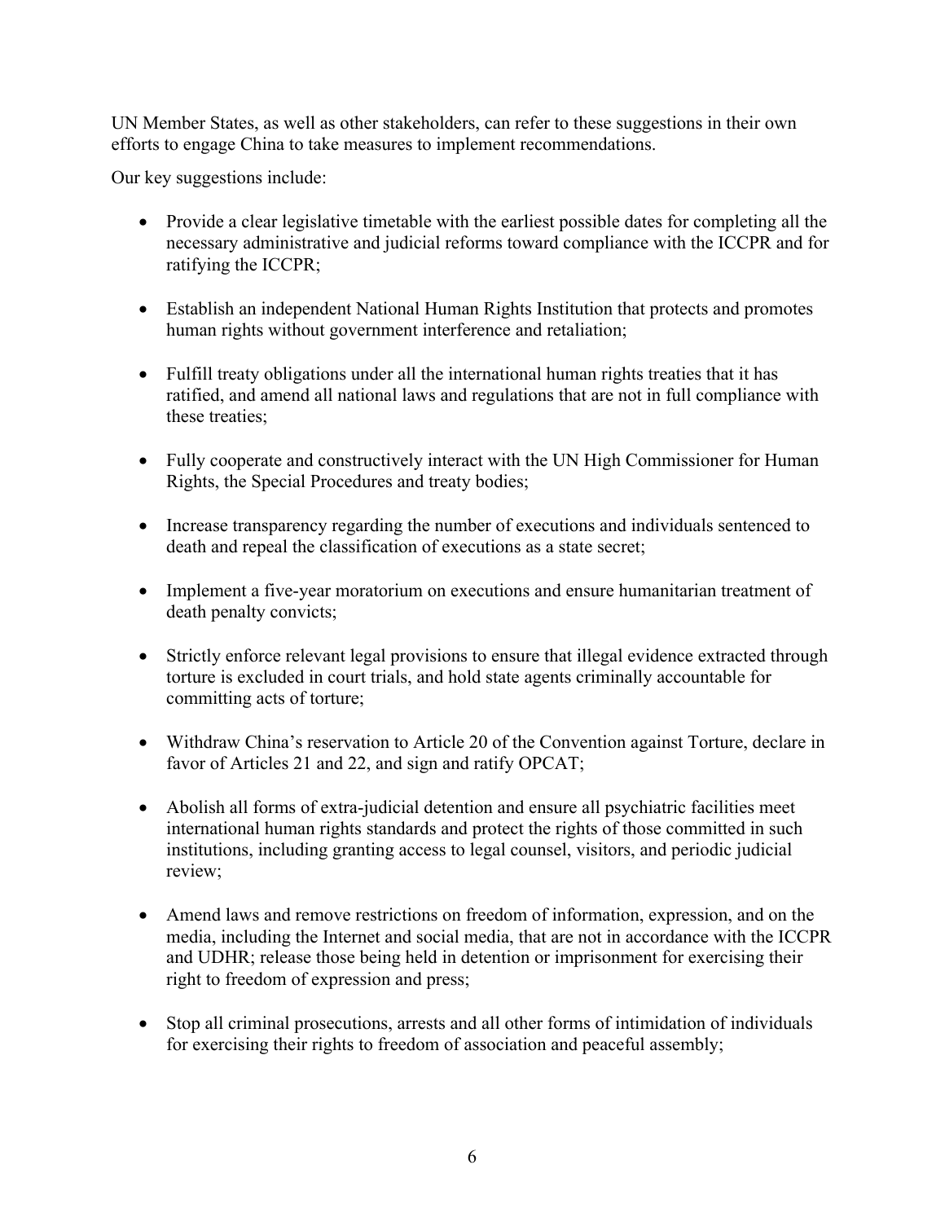UN Member States, as well as other stakeholders, can refer to these suggestions in their own efforts to engage China to take measures to implement recommendations.

Our key suggestions include:

- Provide a clear legislative timetable with the earliest possible dates for completing all the necessary administrative and judicial reforms toward compliance with the ICCPR and for ratifying the ICCPR;

- Establish an independent National Human Rights Institution that protects and promotes human rights without government interference and retaliation;

- Fulfill treaty obligations under all the international human rights treaties that it has ratified, and amend all national laws and regulations that are not in full compliance with these treaties;

- Fully cooperate and constructively interact with the UN High Commissioner for Human Rights, the Special Procedures and treaty bodies;

- Increase transparency regarding the number of executions and individuals sentenced to death and repeal the classification of executions as a state secret;

- Implement a five-year moratorium on executions and ensure humanitarian treatment of death penalty convicts;

- Strictly enforce relevant legal provisions to ensure that illegal evidence extracted through torture is excluded in court trials, and hold state agents criminally accountable for committing acts of torture;

- Withdraw China's reservation to Article 20 of the Convention against Torture, declare in favor of Articles 21 and 22, and sign and ratify OPCAT;

- Abolish all forms of extra-judicial detention and ensure all psychiatric facilities meet international human rights standards and protect the rights of those committed in such institutions, including granting access to legal counsel, visitors, and periodic judicial review;

- Amend laws and remove restrictions on freedom of information, expression, and on the media, including the Internet and social media, that are not in accordance with the ICCPR and UDHR; release those being held in detention or imprisonment for exercising their right to freedom of expression and press;

- Stop all criminal prosecutions, arrests and all other forms of intimidation of individuals for exercising their rights to freedom of association and peaceful assembly;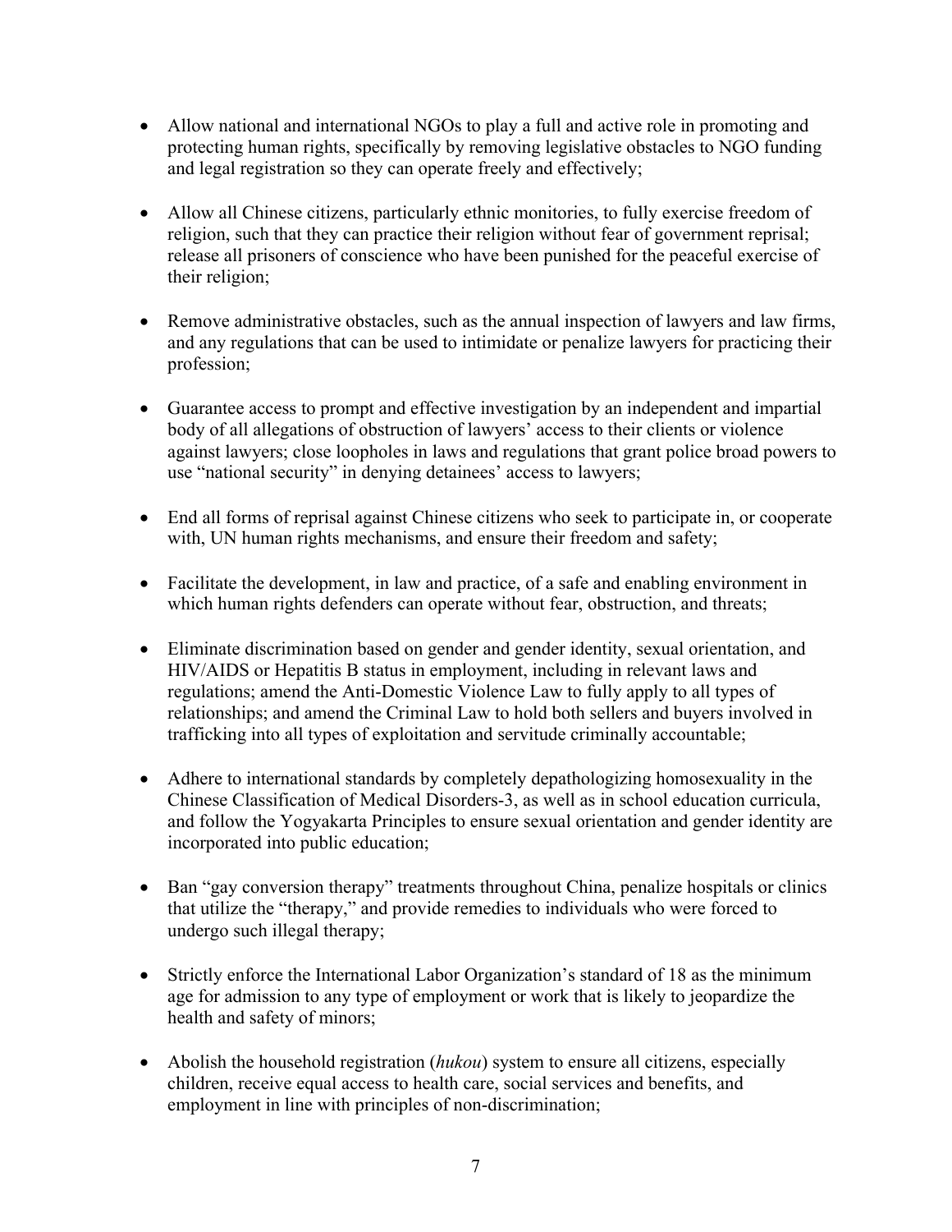- Allow national and international NGOs to play a full and active role in promoting and protecting human rights, specifically by removing legislative obstacles to NGO funding and legal registration so they can operate freely and effectively;

- Allow all Chinese citizens, particularly ethnic monitories, to fully exercise freedom of religion, such that they can practice their religion without fear of government reprisal; release all prisoners of conscience who have been punished for the peaceful exercise of their religion;

- Remove administrative obstacles, such as the annual inspection of lawyers and law firms, and any regulations that can be used to intimidate or penalize lawyers for practicing their profession;

- Guarantee access to prompt and effective investigation by an independent and impartial body of all allegations of obstruction of lawyers' access to their clients or violence against lawyers; close loopholes in laws and regulations that grant police broad powers to use "national security" in denying detainees' access to lawyers;

- End all forms of reprisal against Chinese citizens who seek to participate in, or cooperate with, UN human rights mechanisms, and ensure their freedom and safety;

- Facilitate the development, in law and practice, of a safe and enabling environment in which human rights defenders can operate without fear, obstruction, and threats;

- Eliminate discrimination based on gender and gender identity, sexual orientation, and HIV/AIDS or Hepatitis B status in employment, including in relevant laws and regulations; amend the Anti-Domestic Violence Law to fully apply to all types of relationships; and amend the Criminal Law to hold both sellers and buyers involved in trafficking into all types of exploitation and servitude criminally accountable;

- Adhere to international standards by completely depathologizing homosexuality in the Chinese Classification of Medical Disorders-3, as well as in school education curricula, and follow the Yogyakarta Principles to ensure sexual orientation and gender identity are incorporated into public education;

- Ban "gay conversion therapy" treatments throughout China, penalize hospitals or clinics that utilize the "therapy," and provide remedies to individuals who were forced to undergo such illegal therapy;

- Strictly enforce the International Labor Organization's standard of 18 as the minimum age for admission to any type of employment or work that is likely to jeopardize the health and safety of minors;

- Abolish the household registration (*hukou*) system to ensure all citizens, especially children, receive equal access to health care, social services and benefits, and employment in line with principles of non-discrimination;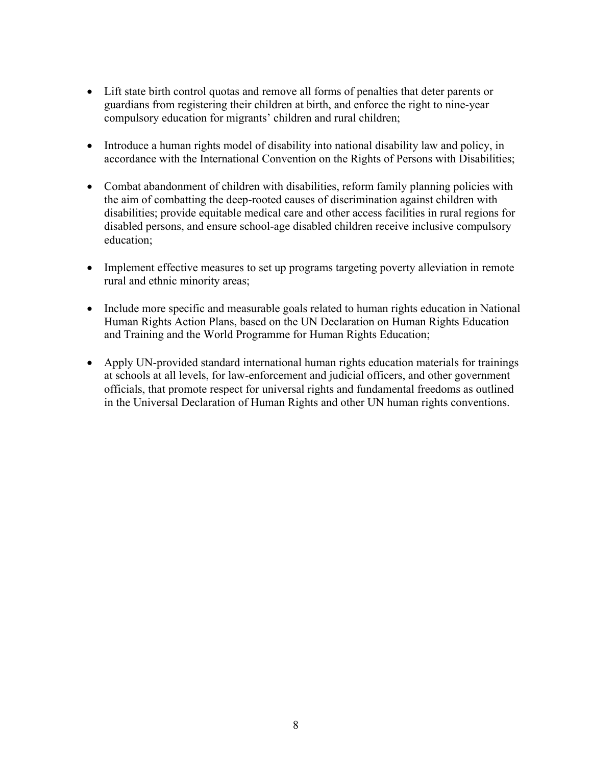- Lift state birth control quotas and remove all forms of penalties that deter parents or guardians from registering their children at birth, and enforce the right to nine-year compulsory education for migrants' children and rural children;

- Introduce a human rights model of disability into national disability law and policy, in accordance with the International Convention on the Rights of Persons with Disabilities;

- Combat abandonment of children with disabilities, reform family planning policies with the aim of combatting the deep-rooted causes of discrimination against children with disabilities; provide equitable medical care and other access facilities in rural regions for disabled persons, and ensure school-age disabled children receive inclusive compulsory education;

- Implement effective measures to set up programs targeting poverty alleviation in remote rural and ethnic minority areas;

- Include more specific and measurable goals related to human rights education in National Human Rights Action Plans, based on the UN Declaration on Human Rights Education and Training and the World Programme for Human Rights Education;

- Apply UN-provided standard international human rights education materials for trainings at schools at all levels, for law-enforcement and judicial officers, and other government officials, that promote respect for universal rights and fundamental freedoms as outlined in the Universal Declaration of Human Rights and other UN human rights conventions.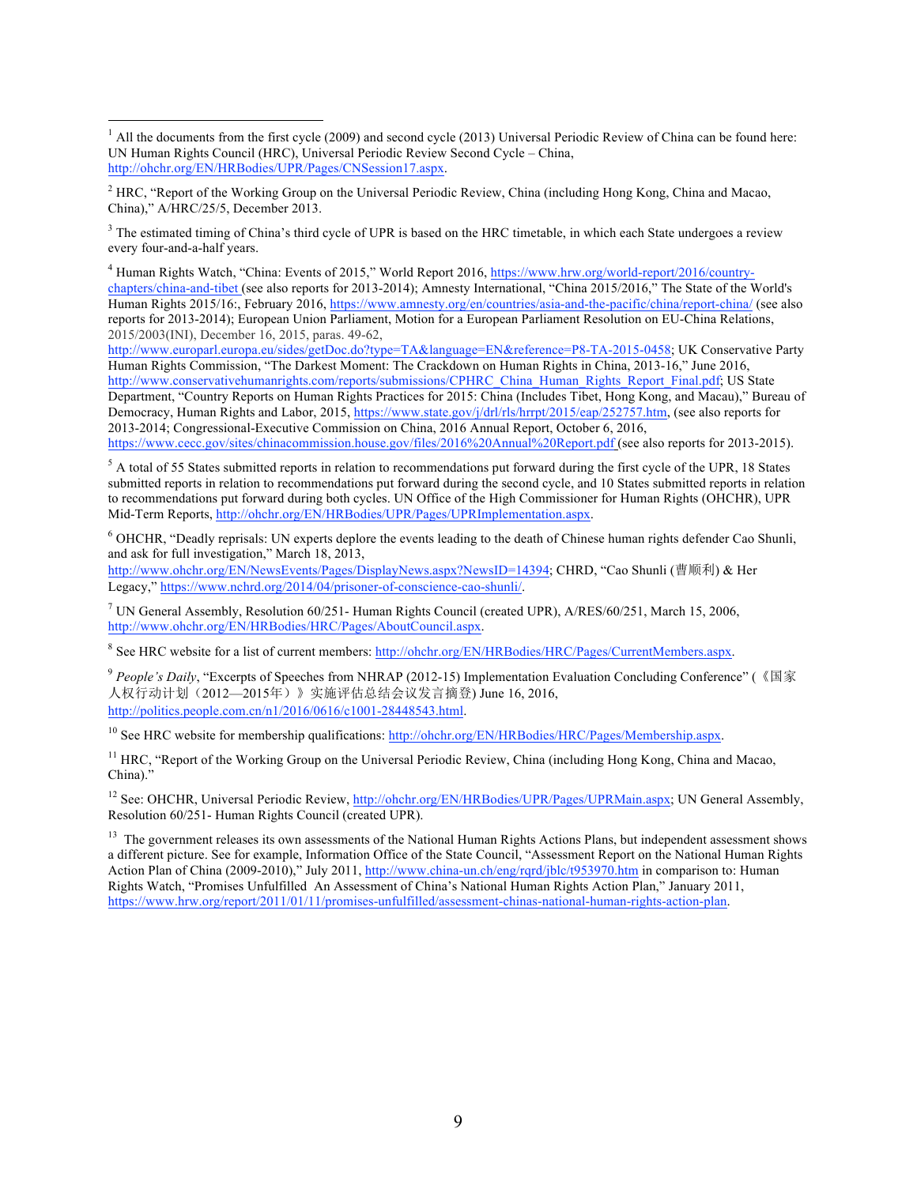[1] All the documents from the first cycle (2009) and second cycle (2013) Universal Periodic Review of China can be found here: UN Human Rights Council (HRC), Universal Periodic Review Second Cycle – China, http://ohchr.org/EN/HRBodies/UPR/Pages/CNSession17.aspx.

[2] HRC, "Report of the Working Group on the Universal Periodic Review, China (including Hong Kong, China and Macao, China)," A/HRC/25/5, December 2013.

[3] The estimated timing of China's third cycle of UPR is based on the HRC timetable, in which each State undergoes a review every four-and-a-half years.

[4] Human Rights Watch, "China: Events of 2015," World Report 2016, https://www.hrw.org/world-report/2016/country-chapters/china-and-tibet (see also reports for 2013-2014); Amnesty International, "China 2015/2016," The State of the World's Human Rights 2015/16:, February 2016, https://www.amnesty.org/en/countries/asia-and-the-pacific/china/report-china/ (see also reports for 2013-2014); European Union Parliament, Motion for a European Parliament Resolution on EU-China Relations, 2015/2003(INI), December 16, 2015, paras. 49-62, http://www.europarl.europa.eu/sides/getDoc.do?type=TA&language=EN&reference=P8-TA-2015-0458; UK Conservative Party Human Rights Commission, "The Darkest Moment: The Crackdown on Human Rights in China, 2013-16," June 2016, http://www.conservativehumanrights.com/reports/submissions/CPHRC_China_Human_Rights_Report_Final.pdf; US State Department, "Country Reports on Human Rights Practices for 2015: China (Includes Tibet, Hong Kong, and Macau)," Bureau of Democracy, Human Rights and Labor, 2015, https://www.state.gov/j/drl/rls/hrrpt/2015/eap/252757.htm, (see also reports for 2013-2014; Congressional-Executive Commission on China, 2016 Annual Report, October 6, 2016, https://www.cecc.gov/sites/chinacommission.house.gov/files/2016%20Annual%20Report.pdf (see also reports for 2013-2015).

[5] A total of 55 States submitted reports in relation to recommendations put forward during the first cycle of the UPR, 18 States submitted reports in relation to recommendations put forward during the second cycle, and 10 States submitted reports in relation to recommendations put forward during both cycles. UN Office of the High Commissioner for Human Rights (OHCHR), UPR Mid-Term Reports, http://ohchr.org/EN/HRBodies/UPR/Pages/UPRImplementation.aspx.

[6] OHCHR, "Deadly reprisals: UN experts deplore the events leading to the death of Chinese human rights defender Cao Shunli, and ask for full investigation," March 18, 2013, http://www.ohchr.org/EN/NewsEvents/Pages/DisplayNews.aspx?NewsID=14394; CHRD, "Cao Shunli (曹顺利) & Her Legacy," https://www.nchrd.org/2014/04/prisoner-of-conscience-cao-shunli/.

[7] UN General Assembly, Resolution 60/251- Human Rights Council (created UPR), A/RES/60/251, March 15, 2006, http://www.ohchr.org/EN/HRBodies/HRC/Pages/AboutCouncil.aspx.

[8] See HRC website for a list of current members: http://ohchr.org/EN/HRBodies/HRC/Pages/CurrentMembers.aspx.

[9] *People's Daily*, "Excerpts of Speeches from NHRAP (2012-15) Implementation Evaluation Concluding Conference" (《国家人权行动计划（2012—2015年）》实施评估总结会议发言摘登) June 16, 2016, http://politics.people.com.cn/n1/2016/0616/c1001-28448543.html.

[10] See HRC website for membership qualifications: http://ohchr.org/EN/HRBodies/HRC/Pages/Membership.aspx.

[11] HRC, "Report of the Working Group on the Universal Periodic Review, China (including Hong Kong, China and Macao, China)."

[12] See: OHCHR, Universal Periodic Review, http://ohchr.org/EN/HRBodies/UPR/Pages/UPRMain.aspx; UN General Assembly, Resolution 60/251- Human Rights Council (created UPR).

[13] The government releases its own assessments of the National Human Rights Actions Plans, but independent assessment shows a different picture. See for example, Information Office of the State Council, "Assessment Report on the National Human Rights Action Plan of China (2009-2010)," July 2011, http://www.china-un.ch/eng/rqrd/jblc/t953970.htm in comparison to: Human Rights Watch, "Promises Unfulfilled An Assessment of China's National Human Rights Action Plan," January 2011, https://www.hrw.org/report/2011/01/11/promises-unfulfilled/assessment-chinas-national-human-rights-action-plan.